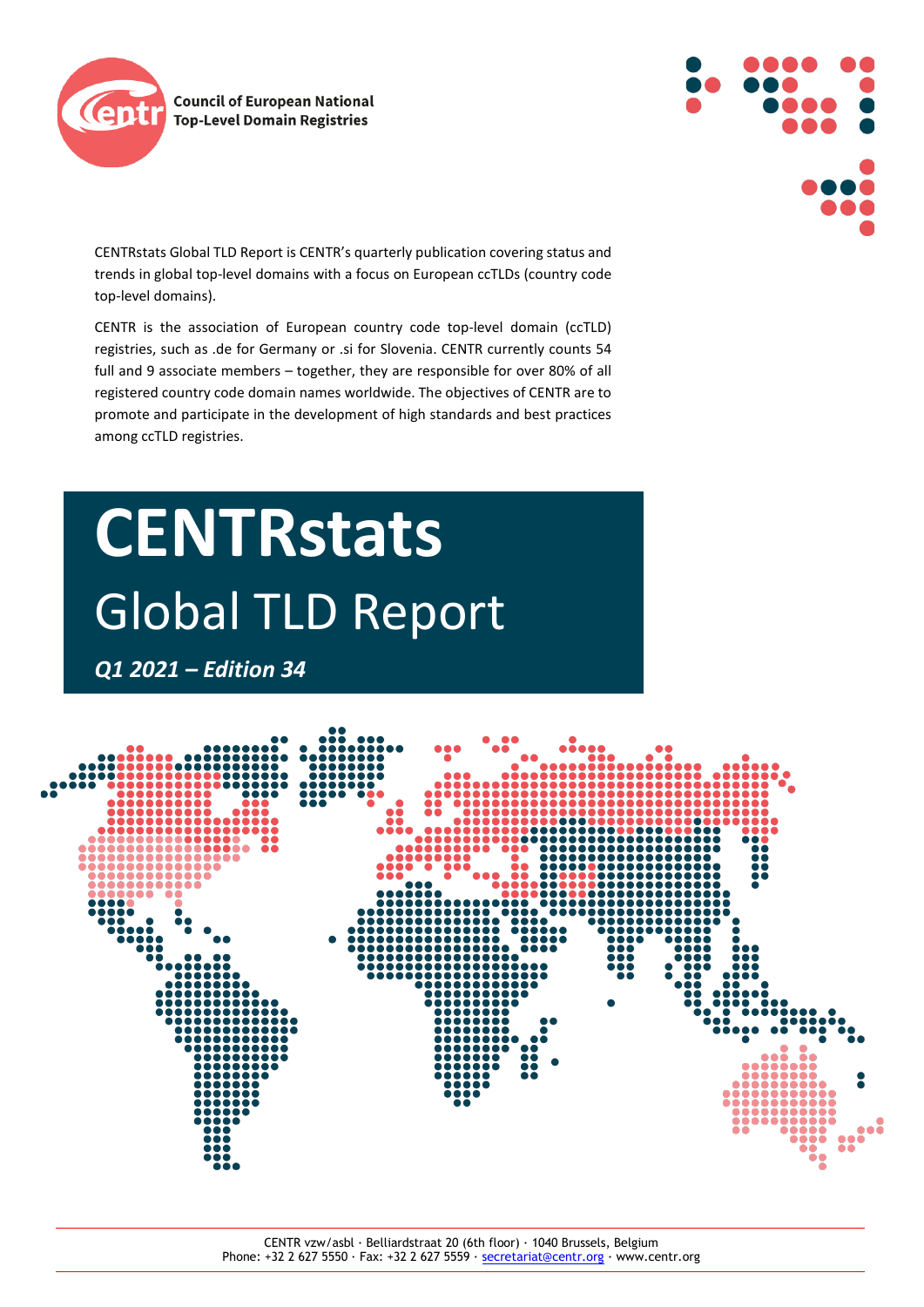Council of European National Top-Level Domain Registries

CENTRstats Global TLD Report is CENTR's quarterly publication covering status and trends in global top-level domains with a focus on European ccTLDs (country code top-level domains).

CENTR is the association of European country code top-level domain (ccTLD) registries, such as .de for Germany or .si for Slovenia. CENTR currently counts 54 full and 9 associate members – together, they are responsible for over 80% of all registered country code domain names worldwide. The objectives of CENTR are to promote and participate in the development of high standards and best practices among ccTLD registries.

# CENTRstats

## Global TLD Report

***Q1 2021 – Edition 34***

CENTR vzw/asbl · Belliardstraat 20 (6th floor) · 1040 Brussels, Belgium
Phone: +32 2 627 5550 · Fax: +32 2 627 5559 · secretariat@centr.org · www.centr.org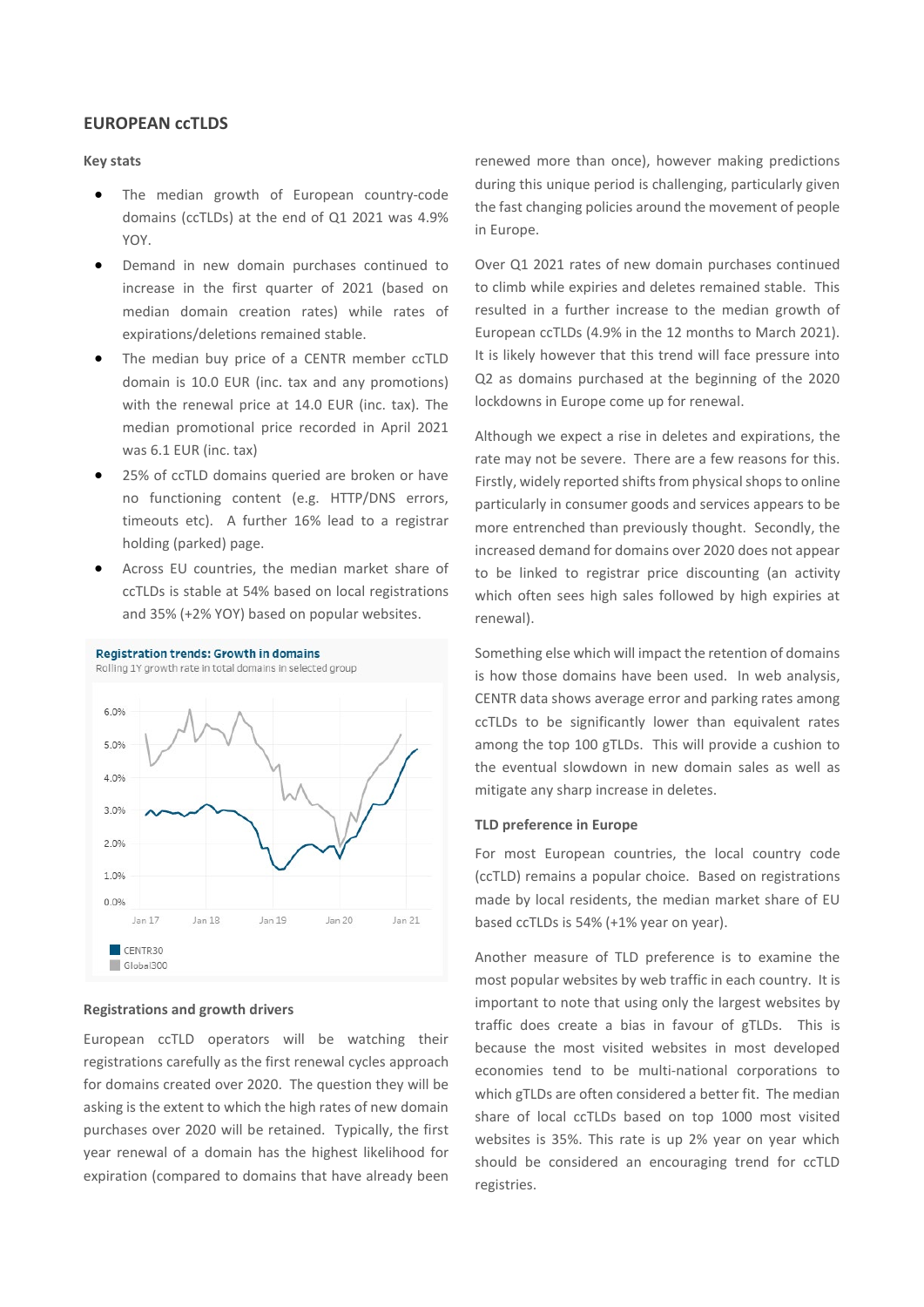## EUROPEAN ccTLDS

### Key stats

- The median growth of European country-code domains (ccTLDs) at the end of Q1 2021 was 4.9% YOY.
- Demand in new domain purchases continued to increase in the first quarter of 2021 (based on median domain creation rates) while rates of expirations/deletions remained stable.
- The median buy price of a CENTR member ccTLD domain is 10.0 EUR (inc. tax and any promotions) with the renewal price at 14.0 EUR (inc. tax). The median promotional price recorded in April 2021 was 6.1 EUR (inc. tax)
- 25% of ccTLD domains queried are broken or have no functioning content (e.g. HTTP/DNS errors, timeouts etc). A further 16% lead to a registrar holding (parked) page.
- Across EU countries, the median market share of ccTLDs is stable at 54% based on local registrations and 35% (+2% YOY) based on popular websites.

**Registration trends: Growth in domains**
Rolling 1Y growth rate in total domains in selected group

CENTR30
Global300

### Registrations and growth drivers

European ccTLD operators will be watching their registrations carefully as the first renewal cycles approach for domains created over 2020. The question they will be asking is the extent to which the high rates of new domain purchases over 2020 will be retained. Typically, the first year renewal of a domain has the highest likelihood for expiration (compared to domains that have already been renewed more than once), however making predictions during this unique period is challenging, particularly given the fast changing policies around the movement of people in Europe.

Over Q1 2021 rates of new domain purchases continued to climb while expiries and deletes remained stable. This resulted in a further increase to the median growth of European ccTLDs (4.9% in the 12 months to March 2021). It is likely however that this trend will face pressure into Q2 as domains purchased at the beginning of the 2020 lockdowns in Europe come up for renewal.

Although we expect a rise in deletes and expirations, the rate may not be severe. There are a few reasons for this. Firstly, widely reported shifts from physical shops to online particularly in consumer goods and services appears to be more entrenched than previously thought. Secondly, the increased demand for domains over 2020 does not appear to be linked to registrar price discounting (an activity which often sees high sales followed by high expiries at renewal).

Something else which will impact the retention of domains is how those domains have been used. In web analysis, CENTR data shows average error and parking rates among ccTLDs to be significantly lower than equivalent rates among the top 100 gTLDs. This will provide a cushion to the eventual slowdown in new domain sales as well as mitigate any sharp increase in deletes.

### TLD preference in Europe

For most European countries, the local country code (ccTLD) remains a popular choice. Based on registrations made by local residents, the median market share of EU based ccTLDs is 54% (+1% year on year).

Another measure of TLD preference is to examine the most popular websites by web traffic in each country. It is important to note that using only the largest websites by traffic does create a bias in favour of gTLDs. This is because the most visited websites in most developed economies tend to be multi-national corporations to which gTLDs are often considered a better fit. The median share of local ccTLDs based on top 1000 most visited websites is 35%. This rate is up 2% year on year which should be considered an encouraging trend for ccTLD registries.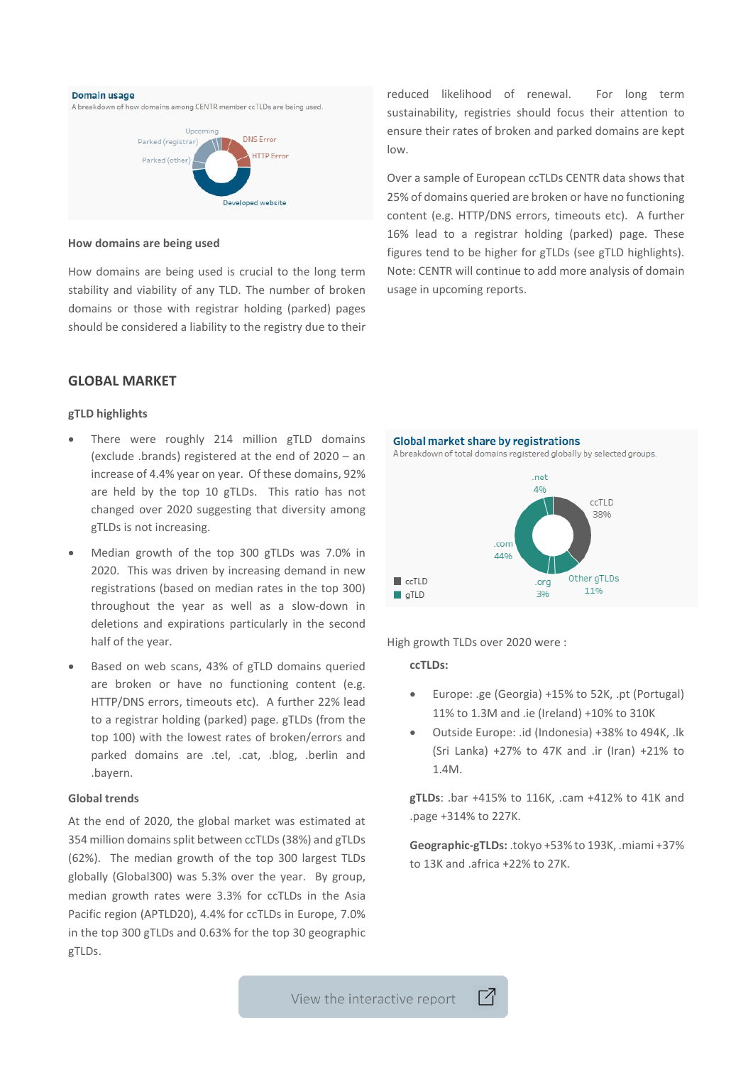**Domain usage**

A breakdown of how domains among CENTR member ccTLDs are being used.

Upcoming
Parked (registrar)
Parked (other)
DNS Error
HTTP Error
Developed website

### How domains are being used

How domains are being used is crucial to the long term stability and viability of any TLD. The number of broken domains or those with registrar holding (parked) pages should be considered a liability to the registry due to their reduced likelihood of renewal. For long term sustainability, registries should focus their attention to ensure their rates of broken and parked domains are kept low.

Over a sample of European ccTLDs CENTR data shows that 25% of domains queried are broken or have no functioning content (e.g. HTTP/DNS errors, timeouts etc). A further 16% lead to a registrar holding (parked) page. These figures tend to be higher for gTLDs (see gTLD highlights). Note: CENTR will continue to add more analysis of domain usage in upcoming reports.

## GLOBAL MARKET

### gTLD highlights

- There were roughly 214 million gTLD domains (exclude .brands) registered at the end of 2020 – an increase of 4.4% year on year. Of these domains, 92% are held by the top 10 gTLDs. This ratio has not changed over 2020 suggesting that diversity among gTLDs is not increasing.
- Median growth of the top 300 gTLDs was 7.0% in 2020. This was driven by increasing demand in new registrations (based on median rates in the top 300) throughout the year as well as a slow-down in deletions and expirations particularly in the second half of the year.
- Based on web scans, 43% of gTLD domains queried are broken or have no functioning content (e.g. HTTP/DNS errors, timeouts etc). A further 22% lead to a registrar holding (parked) page. gTLDs (from the top 100) with the lowest rates of broken/errors and parked domains are .tel, .cat, .blog, .berlin and .bayern.

### Global trends

At the end of 2020, the global market was estimated at 354 million domains split between ccTLDs (38%) and gTLDs (62%). The median growth of the top 300 largest TLDs globally (Global300) was 5.3% over the year. By group, median growth rates were 3.3% for ccTLDs in the Asia Pacific region (APTLD20), 4.4% for ccTLDs in Europe, 7.0% in the top 300 gTLDs and 0.63% for the top 30 geographic gTLDs.

**Global market share by registrations**

A breakdown of total domains registered globally by selected groups.

.net 4%
ccTLD 38%
.com 44%
.org 3%
Other gTLDs 11%
ccTLD
gTLD

High growth TLDs over 2020 were :

**ccTLDs:**

- Europe: .ge (Georgia) +15% to 52K, .pt (Portugal) 11% to 1.3M and .ie (Ireland) +10% to 310K
- Outside Europe: .id (Indonesia) +38% to 494K, .lk (Sri Lanka) +27% to 47K and .ir (Iran) +21% to 1.4M.

**gTLDs**: .bar +415% to 116K, .cam +412% to 41K and .page +314% to 227K.

**Geographic-gTLDs:** .tokyo +53% to 193K, .miami +37% to 13K and .africa +22% to 27K.

View the interactive report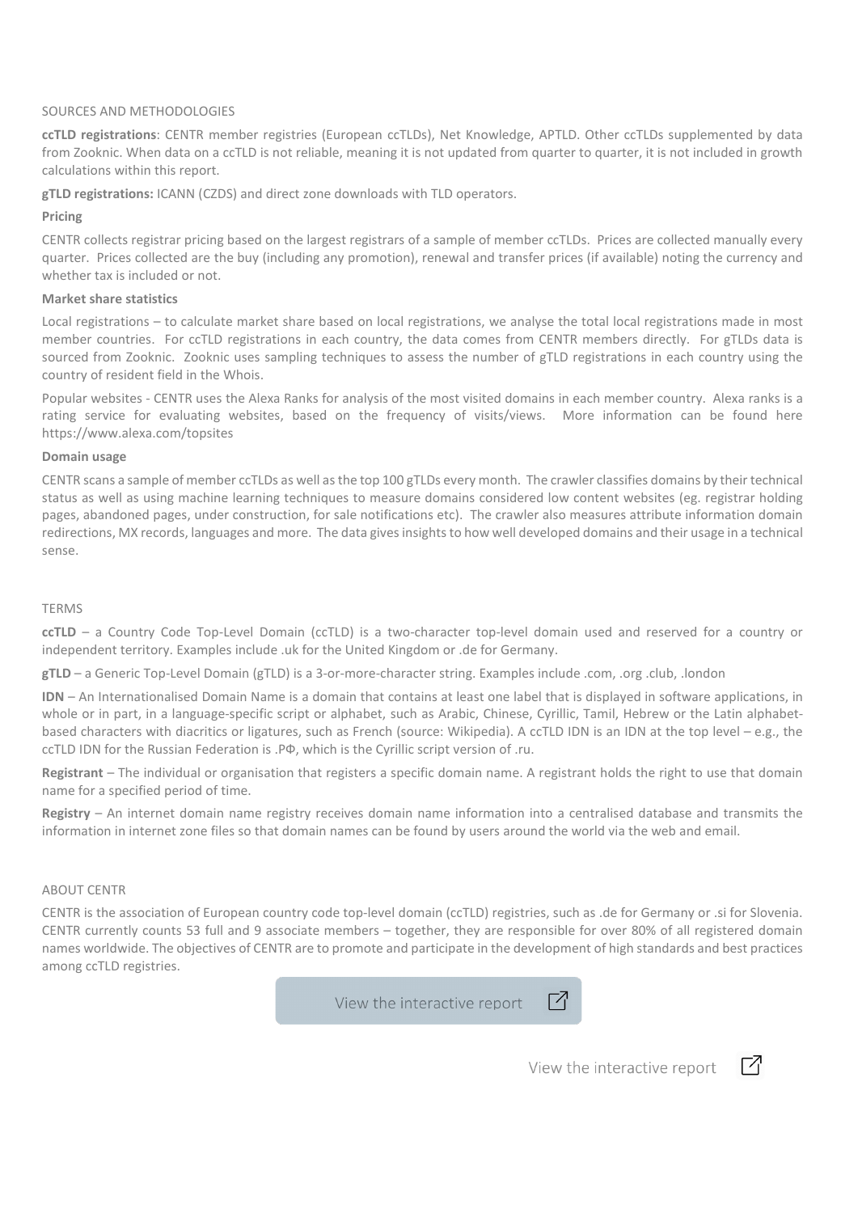## SOURCES AND METHODOLOGIES

**ccTLD registrations**: CENTR member registries (European ccTLDs), Net Knowledge, APTLD. Other ccTLDs supplemented by data from Zooknic. When data on a ccTLD is not reliable, meaning it is not updated from quarter to quarter, it is not included in growth calculations within this report.

**gTLD registrations:** ICANN (CZDS) and direct zone downloads with TLD operators.

**Pricing**

CENTR collects registrar pricing based on the largest registrars of a sample of member ccTLDs. Prices are collected manually every quarter. Prices collected are the buy (including any promotion), renewal and transfer prices (if available) noting the currency and whether tax is included or not.

**Market share statistics**

Local registrations – to calculate market share based on local registrations, we analyse the total local registrations made in most member countries. For ccTLD registrations in each country, the data comes from CENTR members directly. For gTLDs data is sourced from Zooknic. Zooknic uses sampling techniques to assess the number of gTLD registrations in each country using the country of resident field in the Whois.

Popular websites - CENTR uses the Alexa Ranks for analysis of the most visited domains in each member country. Alexa ranks is a rating service for evaluating websites, based on the frequency of visits/views. More information can be found here https://www.alexa.com/topsites

**Domain usage**

CENTR scans a sample of member ccTLDs as well as the top 100 gTLDs every month. The crawler classifies domains by their technical status as well as using machine learning techniques to measure domains considered low content websites (eg. registrar holding pages, abandoned pages, under construction, for sale notifications etc). The crawler also measures attribute information domain redirections, MX records, languages and more. The data gives insights to how well developed domains and their usage in a technical sense.

## TERMS

**ccTLD** – a Country Code Top-Level Domain (ccTLD) is a two-character top-level domain used and reserved for a country or independent territory. Examples include .uk for the United Kingdom or .de for Germany.

**gTLD** – a Generic Top-Level Domain (gTLD) is a 3-or-more-character string. Examples include .com, .org .club, .london

**IDN** – An Internationalised Domain Name is a domain that contains at least one label that is displayed in software applications, in whole or in part, in a language-specific script or alphabet, such as Arabic, Chinese, Cyrillic, Tamil, Hebrew or the Latin alphabet-based characters with diacritics or ligatures, such as French (source: Wikipedia). A ccTLD IDN is an IDN at the top level – e.g., the ccTLD IDN for the Russian Federation is .РФ, which is the Cyrillic script version of .ru.

**Registrant** – The individual or organisation that registers a specific domain name. A registrant holds the right to use that domain name for a specified period of time.

**Registry** – An internet domain name registry receives domain name information into a centralised database and transmits the information in internet zone files so that domain names can be found by users around the world via the web and email.

## ABOUT CENTR

CENTR is the association of European country code top-level domain (ccTLD) registries, such as .de for Germany or .si for Slovenia. CENTR currently counts 53 full and 9 associate members – together, they are responsible for over 80% of all registered domain names worldwide. The objectives of CENTR are to promote and participate in the development of high standards and best practices among ccTLD registries.

View the interactive report

View the interactive report